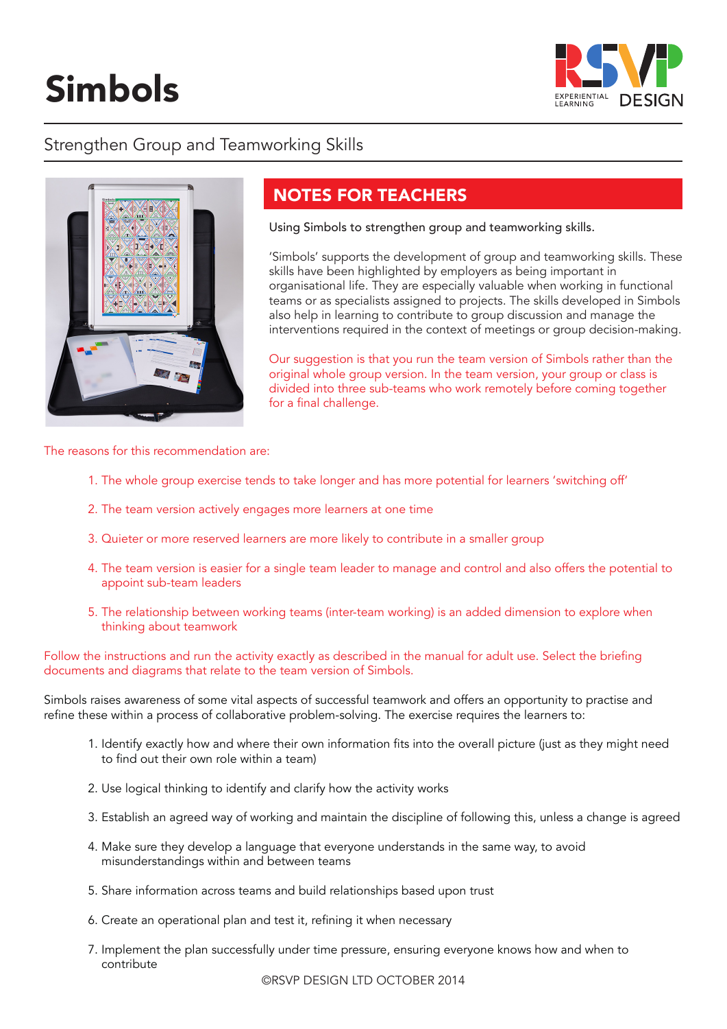# Simbols

Strengthen Group and Teamworking Skills

## NOTES FOR TEACHERS

Using Simbols to strengthen group and teamworking skills.

'Simbols' supports the development of group and teamworking skills. These skills have been highlighted by employers as being important in organisational life. They are especially valuable when working in functional teams or as specialists assigned to projects. The skills developed in Simbols also help in learning to contribute to group discussion and manage the interventions required in the context of meetings or group decision-making.

Our suggestion is that you run the team version of Simbols rather than the original whole group version. In the team version, your group or class is divided into three sub-teams who work remotely before coming together for a final challenge.

The reasons for this recommendation are:

1. The whole group exercise tends to take longer and has more potential for learners 'switching off'
2. The team version actively engages more learners at one time
3. Quieter or more reserved learners are more likely to contribute in a smaller group
4. The team version is easier for a single team leader to manage and control and also offers the potential to appoint sub-team leaders
5. The relationship between working teams (inter-team working) is an added dimension to explore when thinking about teamwork

Follow the instructions and run the activity exactly as described in the manual for adult use. Select the briefing documents and diagrams that relate to the team version of Simbols.

Simbols raises awareness of some vital aspects of successful teamwork and offers an opportunity to practise and refine these within a process of collaborative problem-solving. The exercise requires the learners to:

1. Identify exactly how and where their own information fits into the overall picture (just as they might need to find out their own role within a team)
2. Use logical thinking to identify and clarify how the activity works
3. Establish an agreed way of working and maintain the discipline of following this, unless a change is agreed
4. Make sure they develop a language that everyone understands in the same way, to avoid misunderstandings within and between teams
5. Share information across teams and build relationships based upon trust
6. Create an operational plan and test it, refining it when necessary
7. Implement the plan successfully under time pressure, ensuring everyone knows how and when to contribute

©RSVP DESIGN LTD OCTOBER 2014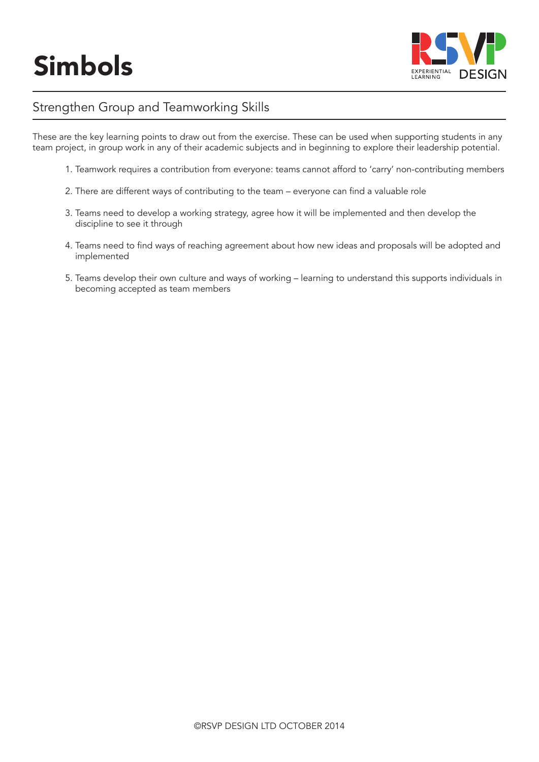# Simbols

## Strengthen Group and Teamworking Skills

These are the key learning points to draw out from the exercise. These can be used when supporting students in any team project, in group work in any of their academic subjects and in beginning to explore their leadership potential.

1. Teamwork requires a contribution from everyone: teams cannot afford to 'carry' non-contributing members
2. There are different ways of contributing to the team – everyone can find a valuable role
3. Teams need to develop a working strategy, agree how it will be implemented and then develop the discipline to see it through
4. Teams need to find ways of reaching agreement about how new ideas and proposals will be adopted and implemented
5. Teams develop their own culture and ways of working – learning to understand this supports individuals in becoming accepted as team members

©RSVP DESIGN LTD OCTOBER 2014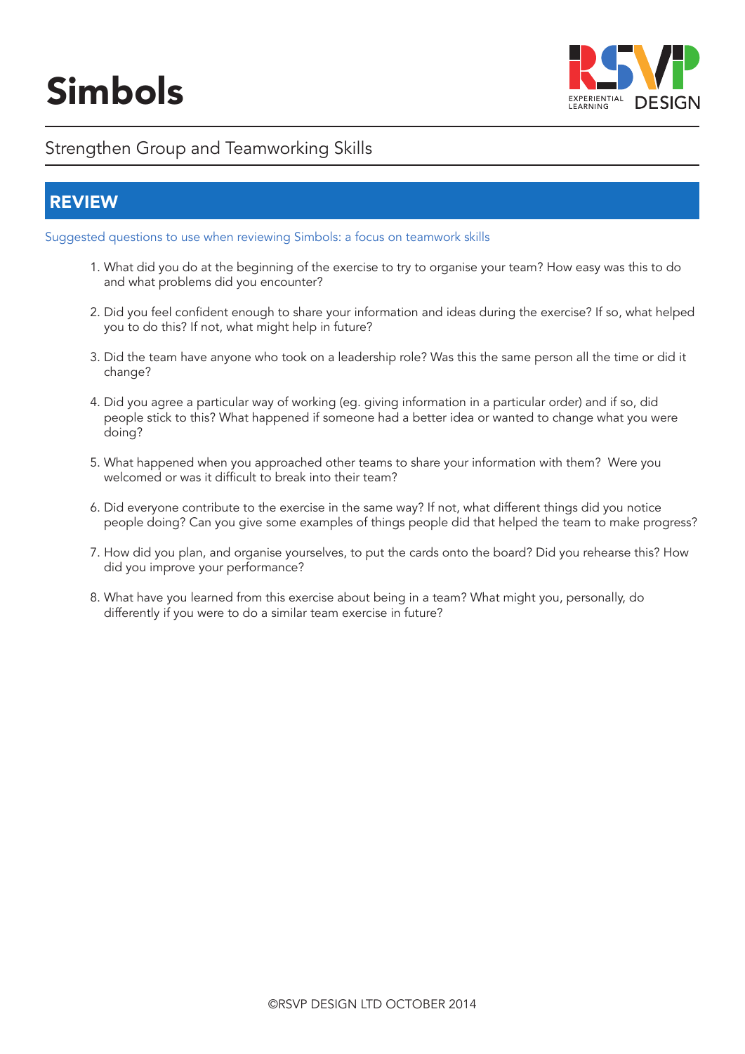# Simbols

Strengthen Group and Teamworking Skills

## REVIEW

Suggested questions to use when reviewing Simbols: a focus on teamwork skills

1. What did you do at the beginning of the exercise to try to organise your team? How easy was this to do and what problems did you encounter?

2. Did you feel confident enough to share your information and ideas during the exercise? If so, what helped you to do this? If not, what might help in future?

3. Did the team have anyone who took on a leadership role? Was this the same person all the time or did it change?

4. Did you agree a particular way of working (eg. giving information in a particular order) and if so, did people stick to this? What happened if someone had a better idea or wanted to change what you were doing?

5. What happened when you approached other teams to share your information with them? Were you welcomed or was it difficult to break into their team?

6. Did everyone contribute to the exercise in the same way? If not, what different things did you notice people doing? Can you give some examples of things people did that helped the team to make progress?

7. How did you plan, and organise yourselves, to put the cards onto the board? Did you rehearse this? How did you improve your performance?

8. What have you learned from this exercise about being in a team? What might you, personally, do differently if you were to do a similar team exercise in future?

©RSVP DESIGN LTD OCTOBER 2014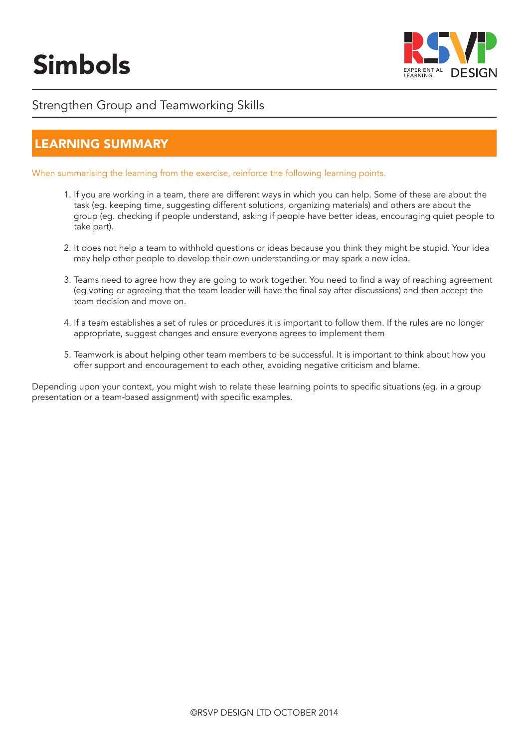# Simbols

Strengthen Group and Teamworking Skills

## LEARNING SUMMARY

When summarising the learning from the exercise, reinforce the following learning points.

1. If you are working in a team, there are different ways in which you can help. Some of these are about the task (eg. keeping time, suggesting different solutions, organizing materials) and others are about the group (eg. checking if people understand, asking if people have better ideas, encouraging quiet people to take part).

2. It does not help a team to withhold questions or ideas because you think they might be stupid. Your idea may help other people to develop their own understanding or may spark a new idea.

3. Teams need to agree how they are going to work together. You need to find a way of reaching agreement (eg voting or agreeing that the team leader will have the final say after discussions) and then accept the team decision and move on.

4. If a team establishes a set of rules or procedures it is important to follow them. If the rules are no longer appropriate, suggest changes and ensure everyone agrees to implement them

5. Teamwork is about helping other team members to be successful. It is important to think about how you offer support and encouragement to each other, avoiding negative criticism and blame.

Depending upon your context, you might wish to relate these learning points to specific situations (eg. in a group presentation or a team-based assignment) with specific examples.

©RSVP DESIGN LTD OCTOBER 2014